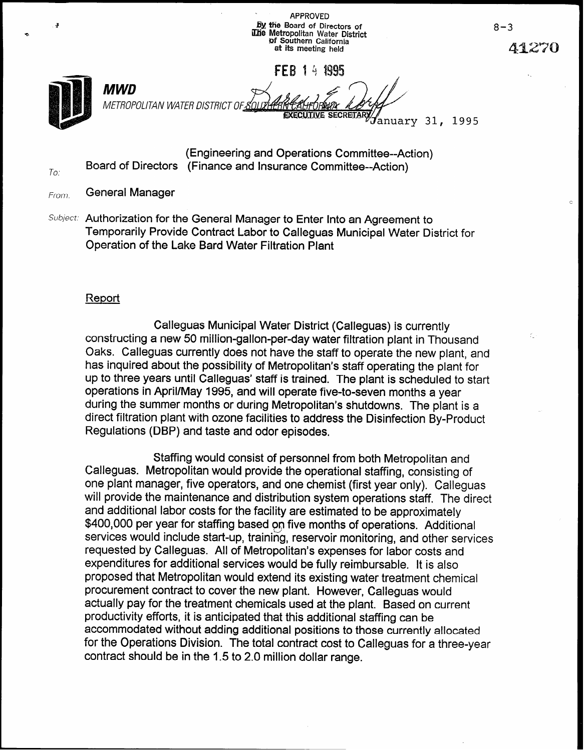APPROVED
By the Board of Directors of
The Metropolitan Water District
of Southern California
at its meeting held

FEB 14 1995

EXECUTIVE SECRETARY

8-3

41270

**MWD**

*METROPOLITAN WATER DISTRICT OF SOUTHERN CALIFORNIA*

January 31, 1995

*To:* Board of Directors (Engineering and Operations Committee--Action) (Finance and Insurance Committee--Action)

*From:* General Manager

*Subject:* Authorization for the General Manager to Enter Into an Agreement to Temporarily Provide Contract Labor to Calleguas Municipal Water District for Operation of the Lake Bard Water Filtration Plant

## Report

Calleguas Municipal Water District (Calleguas) is currently constructing a new 50 million-gallon-per-day water filtration plant in Thousand Oaks. Calleguas currently does not have the staff to operate the new plant, and has inquired about the possibility of Metropolitan's staff operating the plant for up to three years until Calleguas' staff is trained. The plant is scheduled to start operations in April/May 1995, and will operate five-to-seven months a year during the summer months or during Metropolitan's shutdowns. The plant is a direct filtration plant with ozone facilities to address the Disinfection By-Product Regulations (DBP) and taste and odor episodes.

Staffing would consist of personnel from both Metropolitan and Calleguas. Metropolitan would provide the operational staffing, consisting of one plant manager, five operators, and one chemist (first year only). Calleguas will provide the maintenance and distribution system operations staff. The direct and additional labor costs for the facility are estimated to be approximately $400,000 per year for staffing based on five months of operations. Additional services would include start-up, training, reservoir monitoring, and other services requested by Calleguas. All of Metropolitan's expenses for labor costs and expenditures for additional services would be fully reimbursable. It is also proposed that Metropolitan would extend its existing water treatment chemical procurement contract to cover the new plant. However, Calleguas would actually pay for the treatment chemicals used at the plant. Based on current productivity efforts, it is anticipated that this additional staffing can be accommodated without adding additional positions to those currently allocated for the Operations Division. The total contract cost to Calleguas for a three-year contract should be in the 1.5 to 2.0 million dollar range.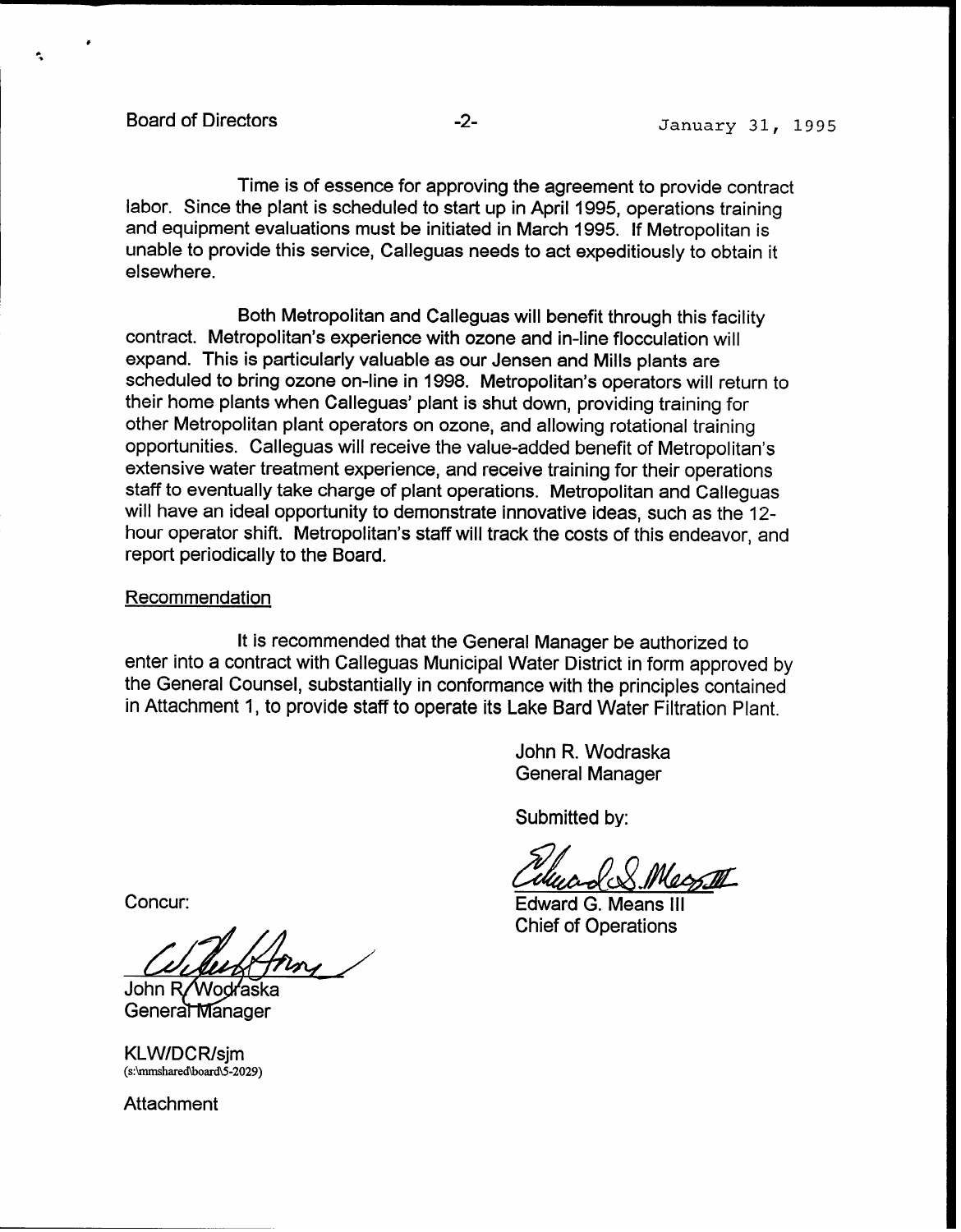Time is of essence for approving the agreement to provide contract labor. Since the plant is scheduled to start up in April 1995, operations training and equipment evaluations must be initiated in March 1995. If Metropolitan is unable to provide this service, Calleguas needs to act expeditiously to obtain it elsewhere.

Both Metropolitan and Calleguas will benefit through this facility contract. Metropolitan's experience with ozone and in-line flocculation will expand. This is particularly valuable as our Jensen and Mills plants are scheduled to bring ozone on-line in 1998. Metropolitan's operators will return to their home plants when Calleguas' plant is shut down, providing training for other Metropolitan plant operators on ozone, and allowing rotational training opportunities. Calleguas will receive the value-added benefit of Metropolitan's extensive water treatment experience, and receive training for their operations staff to eventually take charge of plant operations. Metropolitan and Calleguas will have an ideal opportunity to demonstrate innovative ideas, such as the 12-hour operator shift. Metropolitan's staff will track the costs of this endeavor, and report periodically to the Board.

## Recommendation

It is recommended that the General Manager be authorized to enter into a contract with Calleguas Municipal Water District in form approved by the General Counsel, substantially in conformance with the principles contained in Attachment 1, to provide staff to operate its Lake Bard Water Filtration Plant.

John R. Wodraska
General Manager

Submitted by:

Edward G. Means III
Chief of Operations

Concur:

John R. Wodraska
General Manager

KLW/DCR/sjm
(s:\mmshared\board\5-2029)

Attachment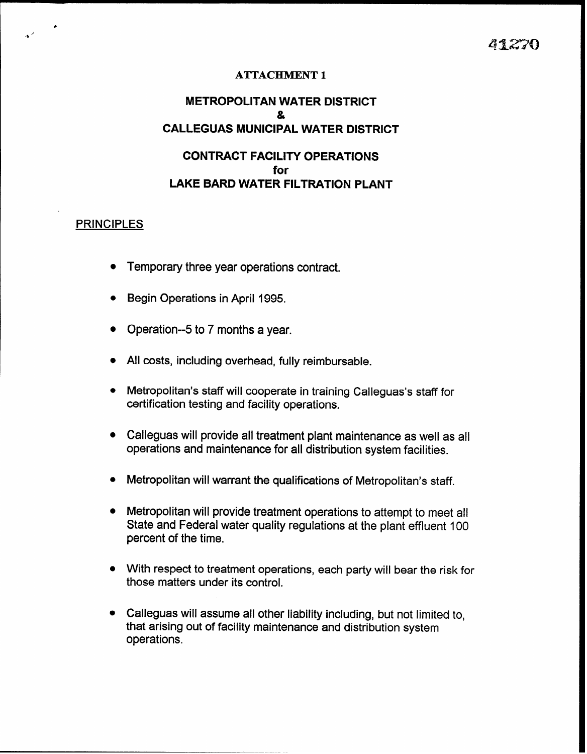41270

**ATTACHMENT 1**

## METROPOLITAN WATER DISTRICT
## &
## CALLEGUAS MUNICIPAL WATER DISTRICT

## CONTRACT FACILITY OPERATIONS
## for
## LAKE BARD WATER FILTRATION PLANT

### PRINCIPLES

- Temporary three year operations contract.
- Begin Operations in April 1995.
- Operation--5 to 7 months a year.
- All costs, including overhead, fully reimbursable.
- Metropolitan's staff will cooperate in training Calleguas's staff for certification testing and facility operations.
- Calleguas will provide all treatment plant maintenance as well as all operations and maintenance for all distribution system facilities.
- Metropolitan will warrant the qualifications of Metropolitan's staff.
- Metropolitan will provide treatment operations to attempt to meet all State and Federal water quality regulations at the plant effluent 100 percent of the time.
- With respect to treatment operations, each party will bear the risk for those matters under its control.
- Calleguas will assume all other liability including, but not limited to, that arising out of facility maintenance and distribution system operations.